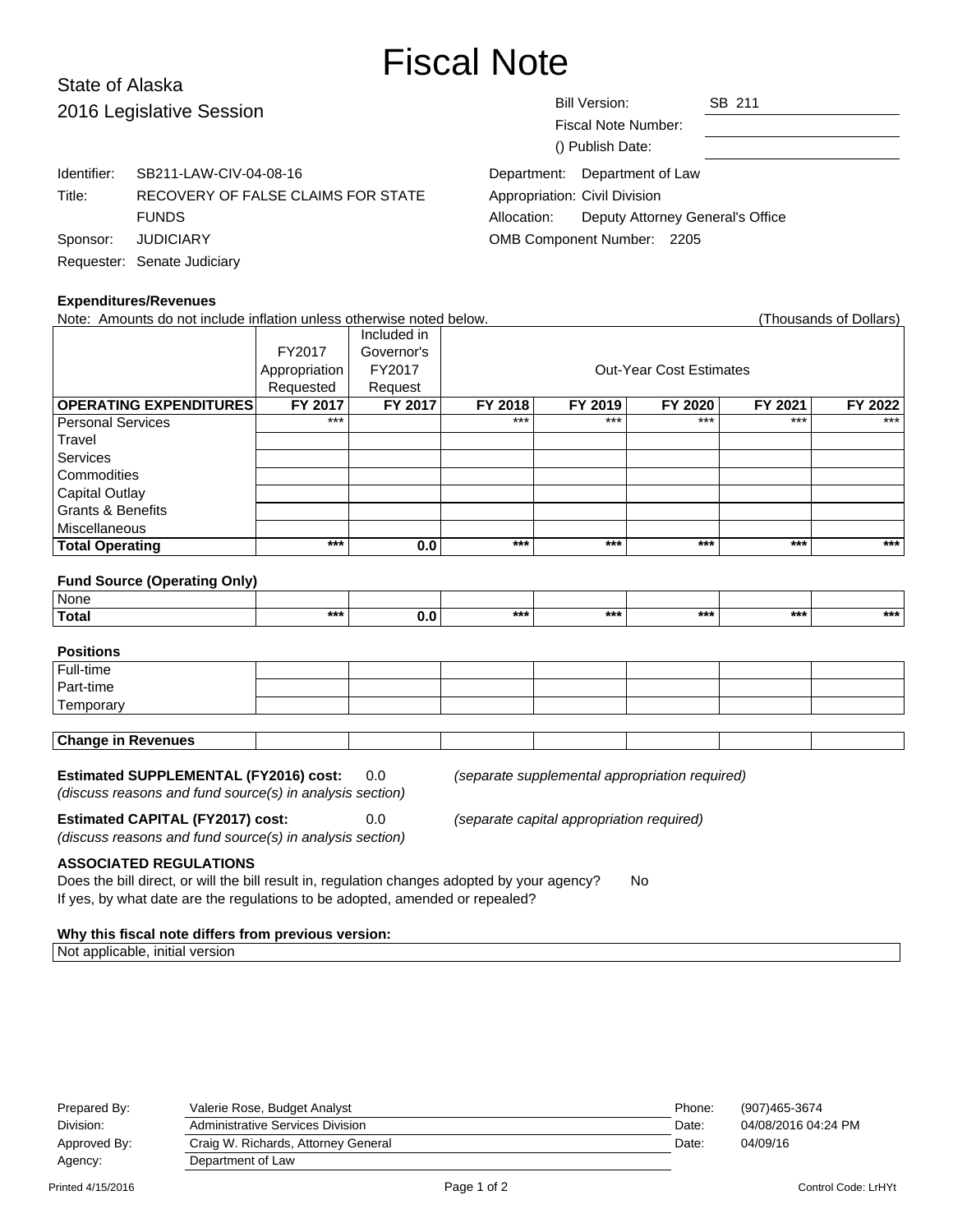# Fiscal Note

State of Alaska
2016 Legislative Session

Bill Version: SB 211
Fiscal Note Number:
() Publish Date:

Identifier: SB211-LAW-CIV-04-08-16
Title: RECOVERY OF FALSE CLAIMS FOR STATE FUNDS
Sponsor: JUDICIARY
Requester: Senate Judiciary

Department: Department of Law
Appropriation: Civil Division
Allocation: Deputy Attorney General's Office
OMB Component Number: 2205

### Expenditures/Revenues

Note: Amounts do not include inflation unless otherwise noted below. (Thousands of Dollars)

| | FY2017 Appropriation Requested | Included in Governor's FY2017 Request | Out-Year Cost Estimates | | | | |
|---|---|---|---|---|---|---|---|
| **OPERATING EXPENDITURES** | **FY 2017** | **FY 2017** | **FY 2018** | **FY 2019** | **FY 2020** | **FY 2021** | **FY 2022** |
| Personal Services | *** | | *** | *** | *** | *** | *** |
| Travel | | | | | | | |
| Services | | | | | | | |
| Commodities | | | | | | | |
| Capital Outlay | | | | | | | |
| Grants & Benefits | | | | | | | |
| Miscellaneous | | | | | | | |
| **Total Operating** | *** | 0.0 | *** | *** | *** | *** | *** |

### Fund Source (Operating Only)

| | | | | | | | |
|---|---|---|---|---|---|---|---|
| None | | | | | | | |
| **Total** | *** | 0.0 | *** | *** | *** | *** | *** |

### Positions

| | | | | | | | |
|---|---|---|---|---|---|---|---|
| Full-time | | | | | | | |
| Part-time | | | | | | | |
| Temporary | | | | | | | |

| | | | | | | | |
|---|---|---|---|---|---|---|---|
| **Change in Revenues** | | | | | | | |

**Estimated SUPPLEMENTAL (FY2016) cost:** 0.0 *(separate supplemental appropriation required)*
*(discuss reasons and fund source(s) in analysis section)*

**Estimated CAPITAL (FY2017) cost:** 0.0 *(separate capital appropriation required)*
*(discuss reasons and fund source(s) in analysis section)*

### ASSOCIATED REGULATIONS

Does the bill direct, or will the bill result in, regulation changes adopted by your agency? No
If yes, by what date are the regulations to be adopted, amended or repealed?

### Why this fiscal note differs from previous version:

Not applicable, initial version

| | | | |
|---|---|---|---|
| Prepared By: | Valerie Rose, Budget Analyst | Phone: | (907)465-3674 |
| Division: | Administrative Services Division | Date: | 04/08/2016 04:24 PM |
| Approved By: | Craig W. Richards, Attorney General | Date: | 04/09/16 |
| Agency: | Department of Law | | |

Printed 4/15/2016 Control Code: LrHYt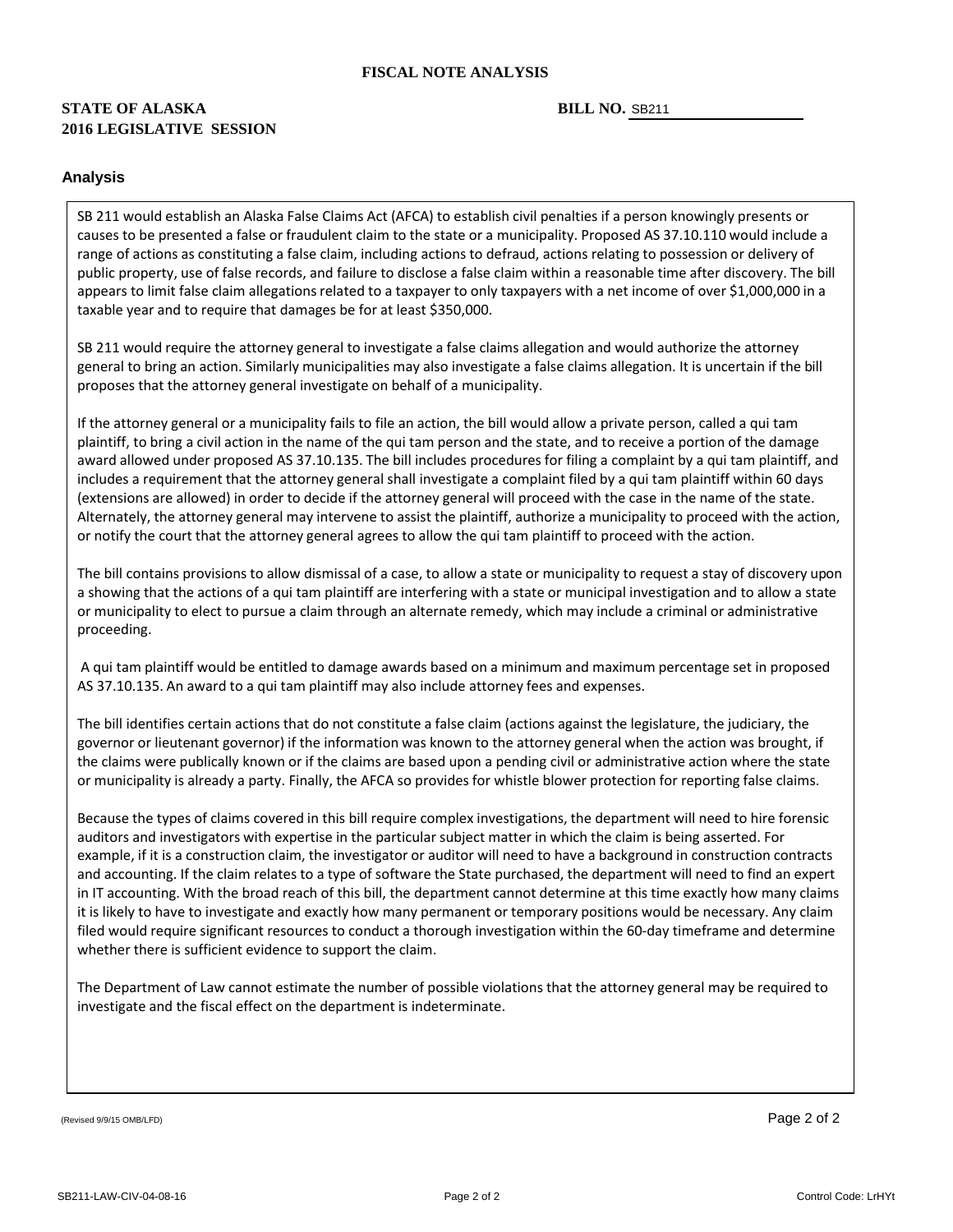**FISCAL NOTE ANALYSIS**

**STATE OF ALASKA**
**2016 LEGISLATIVE SESSION**

**BILL NO.** SB211

## Analysis

SB 211 would establish an Alaska False Claims Act (AFCA) to establish civil penalties if a person knowingly presents or causes to be presented a false or fraudulent claim to the state or a municipality. Proposed AS 37.10.110 would include a range of actions as constituting a false claim, including actions to defraud, actions relating to possession or delivery of public property, use of false records, and failure to disclose a false claim within a reasonable time after discovery. The bill appears to limit false claim allegations related to a taxpayer to only taxpayers with a net income of over $1,000,000 in a taxable year and to require that damages be for at least $350,000.

SB 211 would require the attorney general to investigate a false claims allegation and would authorize the attorney general to bring an action. Similarly municipalities may also investigate a false claims allegation. It is uncertain if the bill proposes that the attorney general investigate on behalf of a municipality.

If the attorney general or a municipality fails to file an action, the bill would allow a private person, called a qui tam plaintiff, to bring a civil action in the name of the qui tam person and the state, and to receive a portion of the damage award allowed under proposed AS 37.10.135. The bill includes procedures for filing a complaint by a qui tam plaintiff, and includes a requirement that the attorney general shall investigate a complaint filed by a qui tam plaintiff within 60 days (extensions are allowed) in order to decide if the attorney general will proceed with the case in the name of the state. Alternately, the attorney general may intervene to assist the plaintiff, authorize a municipality to proceed with the action, or notify the court that the attorney general agrees to allow the qui tam plaintiff to proceed with the action.

The bill contains provisions to allow dismissal of a case, to allow a state or municipality to request a stay of discovery upon a showing that the actions of a qui tam plaintiff are interfering with a state or municipal investigation and to allow a state or municipality to elect to pursue a claim through an alternate remedy, which may include a criminal or administrative proceeding.

A qui tam plaintiff would be entitled to damage awards based on a minimum and maximum percentage set in proposed AS 37.10.135. An award to a qui tam plaintiff may also include attorney fees and expenses.

The bill identifies certain actions that do not constitute a false claim (actions against the legislature, the judiciary, the governor or lieutenant governor) if the information was known to the attorney general when the action was brought, if the claims were publically known or if the claims are based upon a pending civil or administrative action where the state or municipality is already a party. Finally, the AFCA so provides for whistle blower protection for reporting false claims.

Because the types of claims covered in this bill require complex investigations, the department will need to hire forensic auditors and investigators with expertise in the particular subject matter in which the claim is being asserted. For example, if it is a construction claim, the investigator or auditor will need to have a background in construction contracts and accounting. If the claim relates to a type of software the State purchased, the department will need to find an expert in IT accounting. With the broad reach of this bill, the department cannot determine at this time exactly how many claims it is likely to have to investigate and exactly how many permanent or temporary positions would be necessary. Any claim filed would require significant resources to conduct a thorough investigation within the 60-day timeframe and determine whether there is sufficient evidence to support the claim.

The Department of Law cannot estimate the number of possible violations that the attorney general may be required to investigate and the fiscal effect on the department is indeterminate.

(Revised 9/9/15 OMB/LFD)

SB211-LAW-CIV-04-08-16

Control Code: LrHYt